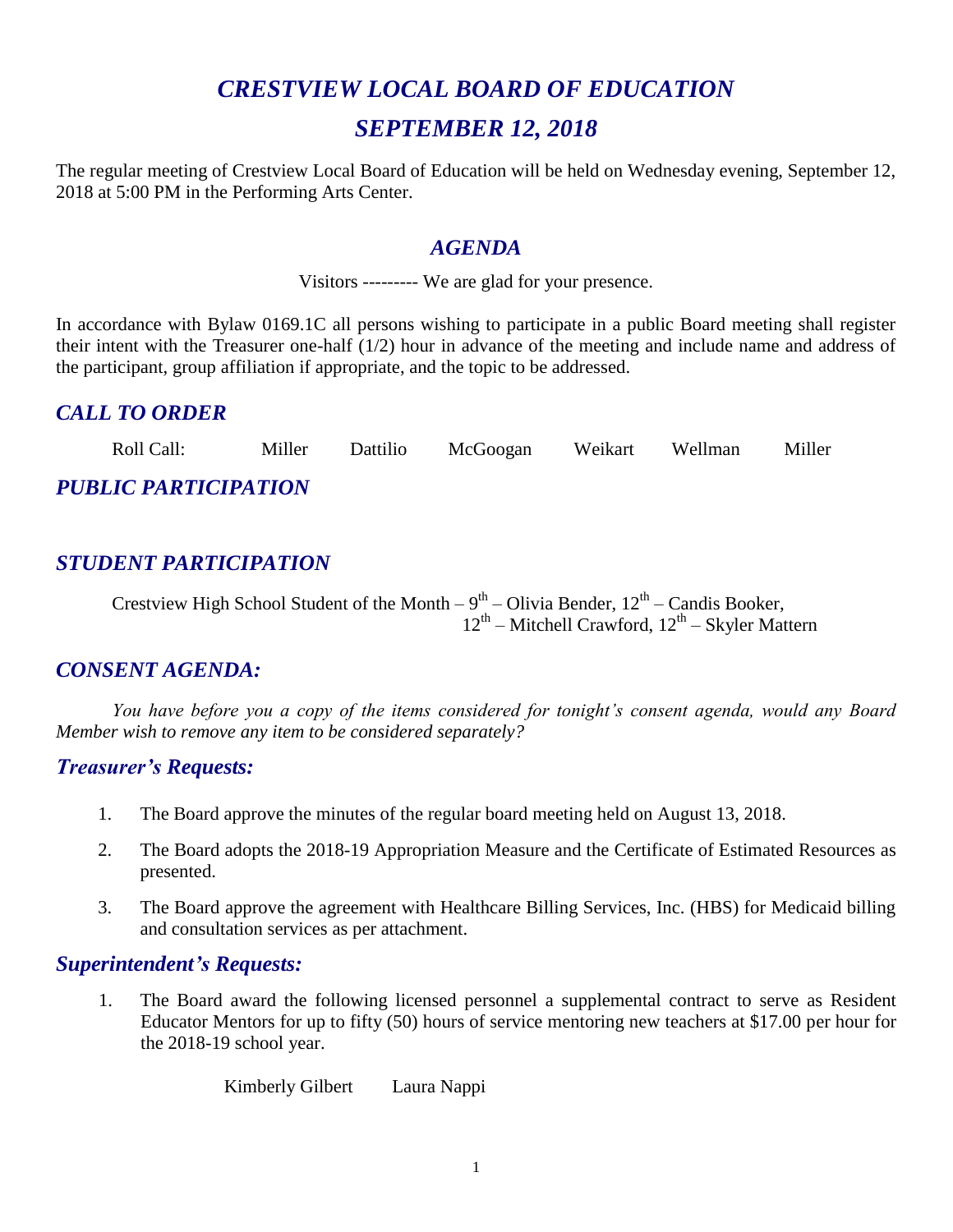# *CRESTVIEW LOCAL BOARD OF EDUCATION*

# *SEPTEMBER 12, 2018*

The regular meeting of Crestview Local Board of Education will be held on Wednesday evening, September 12, 2018 at 5:00 PM in the Performing Arts Center.

## *AGENDA*

Visitors --------- We are glad for your presence.

In accordance with Bylaw 0169.1C all persons wishing to participate in a public Board meeting shall register their intent with the Treasurer one-half (1/2) hour in advance of the meeting and include name and address of the participant, group affiliation if appropriate, and the topic to be addressed.

## *CALL TO ORDER*

Roll Call: Miller Dattilio McGoogan Weikart Wellman Miller

## *PUBLIC PARTICIPATION*

## *STUDENT PARTICIPATION*

Crestview High School Student of the Month – 9th – Olivia Bender, 12th – Candis Booker, 12th – Mitchell Crawford, 12th – Skyler Mattern

## *CONSENT AGENDA:*

*You have before you a copy of the items considered for tonight's consent agenda, would any Board Member wish to remove any item to be considered separately?*

### *Treasurer's Requests:*

1. The Board approve the minutes of the regular board meeting held on August 13, 2018.
2. The Board adopts the 2018-19 Appropriation Measure and the Certificate of Estimated Resources as presented.
3. The Board approve the agreement with Healthcare Billing Services, Inc. (HBS) for Medicaid billing and consultation services as per attachment.

### *Superintendent's Requests:*

1. The Board award the following licensed personnel a supplemental contract to serve as Resident Educator Mentors for up to fifty (50) hours of service mentoring new teachers at $17.00 per hour for the 2018-19 school year.

   Kimberly Gilbert     Laura Nappi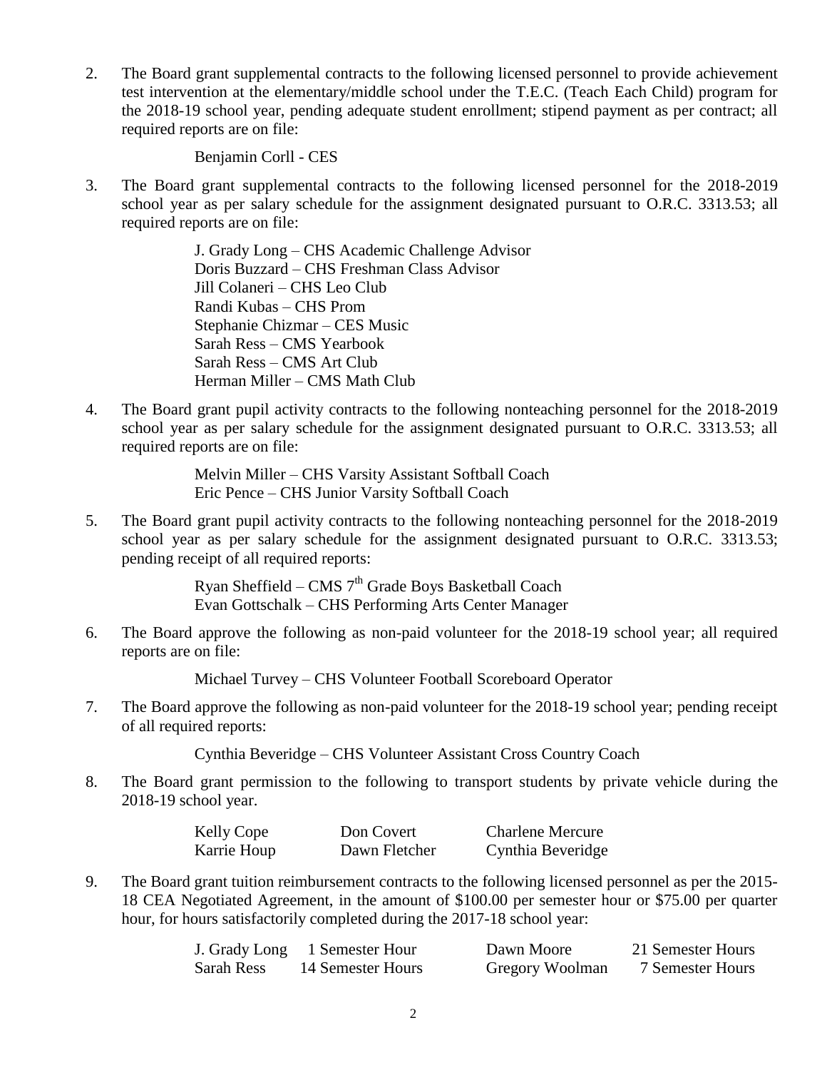2. The Board grant supplemental contracts to the following licensed personnel to provide achievement test intervention at the elementary/middle school under the T.E.C. (Teach Each Child) program for the 2018-19 school year, pending adequate student enrollment; stipend payment as per contract; all required reports are on file:

   Benjamin Corll - CES

3. The Board grant supplemental contracts to the following licensed personnel for the 2018-2019 school year as per salary schedule for the assignment designated pursuant to O.R.C. 3313.53; all required reports are on file:

   J. Grady Long – CHS Academic Challenge Advisor
   Doris Buzzard – CHS Freshman Class Advisor
   Jill Colaneri – CHS Leo Club
   Randi Kubas – CHS Prom
   Stephanie Chizmar – CES Music
   Sarah Ress – CMS Yearbook
   Sarah Ress – CMS Art Club
   Herman Miller – CMS Math Club

4. The Board grant pupil activity contracts to the following nonteaching personnel for the 2018-2019 school year as per salary schedule for the assignment designated pursuant to O.R.C. 3313.53; all required reports are on file:

   Melvin Miller – CHS Varsity Assistant Softball Coach
   Eric Pence – CHS Junior Varsity Softball Coach

5. The Board grant pupil activity contracts to the following nonteaching personnel for the 2018-2019 school year as per salary schedule for the assignment designated pursuant to O.R.C. 3313.53; pending receipt of all required reports:

   Ryan Sheffield – CMS 7th Grade Boys Basketball Coach
   Evan Gottschalk – CHS Performing Arts Center Manager

6. The Board approve the following as non-paid volunteer for the 2018-19 school year; all required reports are on file:

   Michael Turvey – CHS Volunteer Football Scoreboard Operator

7. The Board approve the following as non-paid volunteer for the 2018-19 school year; pending receipt of all required reports:

   Cynthia Beveridge – CHS Volunteer Assistant Cross Country Coach

8. The Board grant permission to the following to transport students by private vehicle during the 2018-19 school year.

| | | |
|---|---|---|
| Kelly Cope | Don Covert | Charlene Mercure |
| Karrie Houp | Dawn Fletcher | Cynthia Beveridge |

9. The Board grant tuition reimbursement contracts to the following licensed personnel as per the 2015-18 CEA Negotiated Agreement, in the amount of $100.00 per semester hour or $75.00 per quarter hour, for hours satisfactorily completed during the 2017-18 school year:

| | | | |
|---|---|---|---|
| J. Grady Long | 1 Semester Hour | Dawn Moore | 21 Semester Hours |
| Sarah Ress | 14 Semester Hours | Gregory Woolman | 7 Semester Hours |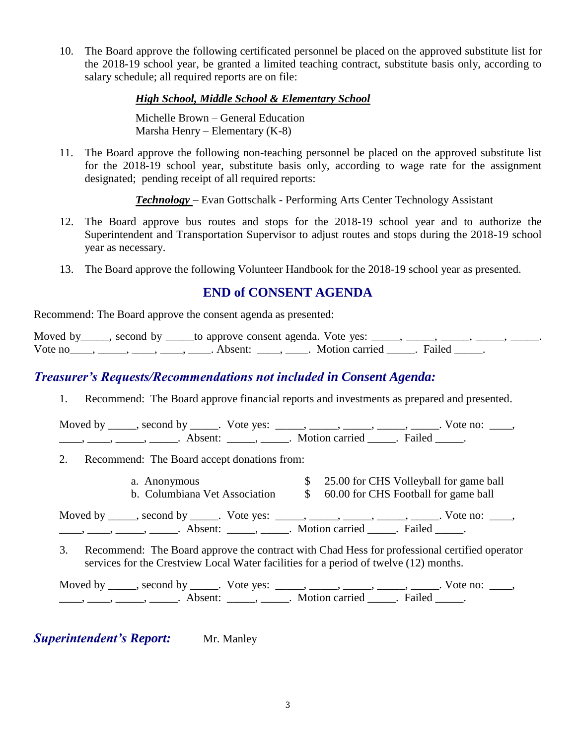10. The Board approve the following certificated personnel be placed on the approved substitute list for the 2018-19 school year, be granted a limited teaching contract, substitute basis only, according to salary schedule; all required reports are on file:

    ***High School, Middle School & Elementary School***

    Michelle Brown – General Education
    Marsha Henry – Elementary (K-8)

11. The Board approve the following non-teaching personnel be placed on the approved substitute list for the 2018-19 school year, substitute basis only, according to wage rate for the assignment designated; pending receipt of all required reports:

    ***Technology*** – Evan Gottschalk - Performing Arts Center Technology Assistant

12. The Board approve bus routes and stops for the 2018-19 school year and to authorize the Superintendent and Transportation Supervisor to adjust routes and stops during the 2018-19 school year as necessary.

13. The Board approve the following Volunteer Handbook for the 2018-19 school year as presented.

## END of CONSENT AGENDA

Recommend: The Board approve the consent agenda as presented:

Moved by_____, second by _____to approve consent agenda. Vote yes: _____, _____, _____, _____, _____. Vote no____, _____, ____, ____, ____. Absent: ____, ____. Motion carried _____. Failed _____.

## *Treasurer's Requests/Recommendations not included in Consent Agenda:*

1. Recommend: The Board approve financial reports and investments as prepared and presented.

   Moved by _____, second by _____. Vote yes: _____, _____, _____, _____, _____. Vote no: ____, ____, ____, _____, _____. Absent: _____, _____. Motion carried _____. Failed _____.

2. Recommend: The Board accept donations from:

   a. Anonymous $ 25.00 for CHS Volleyball for game ball
   b. Columbiana Vet Association $ 60.00 for CHS Football for game ball

   Moved by _____, second by _____. Vote yes: _____, _____, _____, _____, _____. Vote no: ____, ____, ____, _____, _____. Absent: _____, _____. Motion carried _____. Failed _____.

3. Recommend: The Board approve the contract with Chad Hess for professional certified operator services for the Crestview Local Water facilities for a period of twelve (12) months.

   Moved by _____, second by _____. Vote yes: _____, _____, _____, _____, _____. Vote no: ____, ____, ____, _____, _____. Absent: _____, _____. Motion carried _____. Failed _____.

## *Superintendent's Report:* Mr. Manley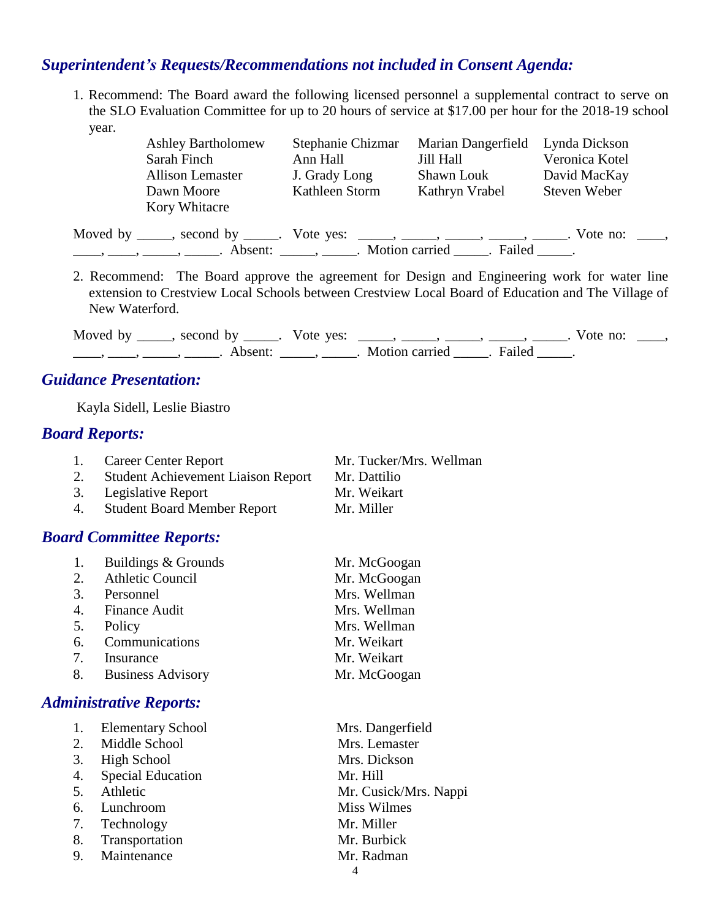## *Superintendent's Requests/Recommendations not included in Consent Agenda:*

1. Recommend: The Board award the following licensed personnel a supplemental contract to serve on the SLO Evaluation Committee for up to 20 hours of service at $17.00 per hour for the 2018-19 school year.

| | | | |
|---|---|---|---|
| Ashley Bartholomew | Stephanie Chizmar | Marian Dangerfield | Lynda Dickson |
| Sarah Finch | Ann Hall | Jill Hall | Veronica Kotel |
| Allison Lemaster | J. Grady Long | Shawn Louk | David MacKay |
| Dawn Moore | Kathleen Storm | Kathryn Vrabel | Steven Weber |
| Kory Whitacre | | | |

Moved by _____, second by _____. Vote yes: _____, _____, _____, _____, _____. Vote no: ____, ____, ____, _____, _____. Absent: _____, _____. Motion carried _____. Failed _____.

2. Recommend: The Board approve the agreement for Design and Engineering work for water line extension to Crestview Local Schools between Crestview Local Board of Education and The Village of New Waterford.

Moved by _____, second by _____. Vote yes: _____, _____, _____, _____, _____. Vote no: ____, ____, ____, _____, _____. Absent: _____, _____. Motion carried _____. Failed _____.

## *Guidance Presentation:*

Kayla Sidell, Leslie Biastro

## *Board Reports:*

| | | |
|---|---|---|
| 1. | Career Center Report | Mr. Tucker/Mrs. Wellman |
| 2. | Student Achievement Liaison Report | Mr. Dattilio |
| 3. | Legislative Report | Mr. Weikart |
| 4. | Student Board Member Report | Mr. Miller |

## *Board Committee Reports:*

| | | |
|---|---|---|
| 1. | Buildings & Grounds | Mr. McGoogan |
| 2. | Athletic Council | Mr. McGoogan |
| 3. | Personnel | Mrs. Wellman |
| 4. | Finance Audit | Mrs. Wellman |
| 5. | Policy | Mrs. Wellman |
| 6. | Communications | Mr. Weikart |
| 7. | Insurance | Mr. Weikart |
| 8. | Business Advisory | Mr. McGoogan |

## *Administrative Reports:*

| | | |
|---|---|---|
| 1. | Elementary School | Mrs. Dangerfield |
| 2. | Middle School | Mrs. Lemaster |
| 3. | High School | Mrs. Dickson |
| 4. | Special Education | Mr. Hill |
| 5. | Athletic | Mr. Cusick/Mrs. Nappi |
| 6. | Lunchroom | Miss Wilmes |
| 7. | Technology | Mr. Miller |
| 8. | Transportation | Mr. Burbick |
| 9. | Maintenance | Mr. Radman |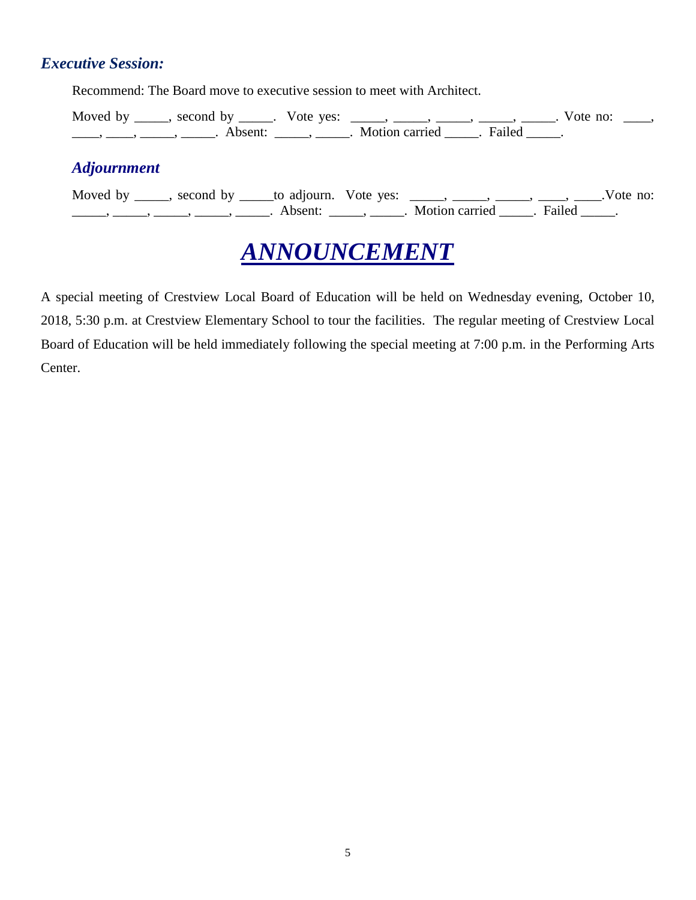### *Executive Session:*

Recommend: The Board move to executive session to meet with Architect.

Moved by _____, second by _____. Vote yes: _____, _____, _____, _____, _____. Vote no: ____, ____, ____, _____, _____. Absent: _____, _____. Motion carried _____. Failed _____.

### *Adjournment*

Moved by _____, second by _____to adjourn. Vote yes: _____, _____, _____, ____, ____.Vote no: _____, _____, _____, _____, _____. Absent: _____, _____. Motion carried _____. Failed _____.

# ***ANNOUNCEMENT***

A special meeting of Crestview Local Board of Education will be held on Wednesday evening, October 10, 2018, 5:30 p.m. at Crestview Elementary School to tour the facilities. The regular meeting of Crestview Local Board of Education will be held immediately following the special meeting at 7:00 p.m. in the Performing Arts Center.